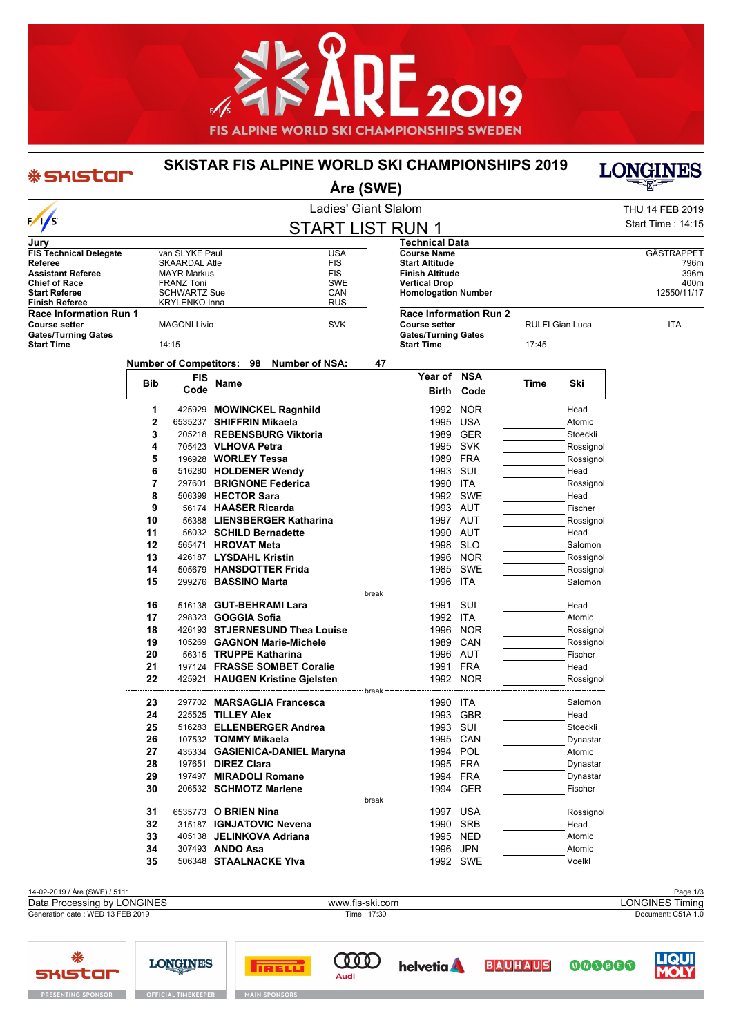# SKISTAR FIS ALPINE WORLD SKI CHAMPIONSHIPS 2019

## Åre (SWE)

### Ladies' Giant Slalom

THU 14 FEB 2019
Start Time : 14:15

## START LIST RUN 1

**Jury**

| | | |
|---|---|---|
| **FIS Technical Delegate** | van SLYKE Paul | USA |
| **Referee** | SKAARDAL Atle | FIS |
| **Assistant Referee** | MAYR Markus | FIS |
| **Chief of Race** | FRANZ Toni | SWE |
| **Start Referee** | SCHWARTZ Sue | CAN |
| **Finish Referee** | KRYLENKO Inna | RUS |

**Technical Data**

| | |
|---|---|
| **Course Name** | GÄSTRAPPET |
| **Start Altitude** | 796m |
| **Finish Altitude** | 396m |
| **Vertical Drop** | 400m |
| **Homologation Number** | 12550/11/17 |

**Race Information Run 1**

| | | |
|---|---|---|
| **Course setter** | MAGONI Livio | SVK |
| **Gates/Turning Gates** | | |
| **Start Time** | 14:15 | |

**Race Information Run 2**

| | | |
|---|---|---|
| **Course setter** | RULFI Gian Luca | ITA |
| **Gates/Turning Gates** | | |
| **Start Time** | 17:45 | |

**Number of Competitors: 98  Number of NSA: 47**

| Bib | FIS Code | Name | Year of Birth | NSA Code | Time | Ski |
|---|---|---|---|---|---|---|
| 1 | 425929 | **MOWINCKEL Ragnhild** | 1992 | NOR | | Head |
| 2 | 6535237 | **SHIFFRIN Mikaela** | 1995 | USA | | Atomic |
| 3 | 205218 | **REBENSBURG Viktoria** | 1989 | GER | | Stoeckli |
| 4 | 705423 | **VLHOVA Petra** | 1995 | SVK | | Rossignol |
| 5 | 196928 | **WORLEY Tessa** | 1989 | FRA | | Rossignol |
| 6 | 516280 | **HOLDENER Wendy** | 1993 | SUI | | Head |
| 7 | 297601 | **BRIGNONE Federica** | 1990 | ITA | | Rossignol |
| 8 | 506399 | **HECTOR Sara** | 1992 | SWE | | Head |
| 9 | 56174 | **HAASER Ricarda** | 1993 | AUT | | Fischer |
| 10 | 56388 | **LIENSBERGER Katharina** | 1997 | AUT | | Rossignol |
| 11 | 56032 | **SCHILD Bernadette** | 1990 | AUT | | Head |
| 12 | 565471 | **HROVAT Meta** | 1998 | SLO | | Salomon |
| 13 | 426187 | **LYSDAHL Kristin** | 1996 | NOR | | Rossignol |
| 14 | 505679 | **HANSDOTTER Frida** | 1985 | SWE | | Rossignol |
| 15 | 299276 | **BASSINO Marta** | 1996 | ITA | | Salomon |
| | | break | | | | |
| 16 | 516138 | **GUT-BEHRAMI Lara** | 1991 | SUI | | Head |
| 17 | 298323 | **GOGGIA Sofia** | 1992 | ITA | | Atomic |
| 18 | 426193 | **STJERNESUND Thea Louise** | 1996 | NOR | | Rossignol |
| 19 | 105269 | **GAGNON Marie-Michele** | 1989 | CAN | | Rossignol |
| 20 | 56315 | **TRUPPE Katharina** | 1996 | AUT | | Fischer |
| 21 | 197124 | **FRASSE SOMBET Coralie** | 1991 | FRA | | Head |
| 22 | 425921 | **HAUGEN Kristine Gjelsten** | 1992 | NOR | | Rossignol |
| | | break | | | | |
| 23 | 297702 | **MARSAGLIA Francesca** | 1990 | ITA | | Salomon |
| 24 | 225525 | **TILLEY Alex** | 1993 | GBR | | Head |
| 25 | 516283 | **ELLENBERGER Andrea** | 1993 | SUI | | Stoeckli |
| 26 | 107532 | **TOMMY Mikaela** | 1995 | CAN | | Dynastar |
| 27 | 435334 | **GASIENICA-DANIEL Maryna** | 1994 | POL | | Atomic |
| 28 | 197651 | **DIREZ Clara** | 1995 | FRA | | Dynastar |
| 29 | 197497 | **MIRADOLI Romane** | 1994 | FRA | | Dynastar |
| 30 | 206532 | **SCHMOTZ Marlene** | 1994 | GER | | Fischer |
| | | break | | | | |
| 31 | 6535773 | **O BRIEN Nina** | 1997 | USA | | Rossignol |
| 32 | 315187 | **IGNJATOVIC Nevena** | 1990 | SRB | | Head |
| 33 | 405138 | **JELINKOVA Adriana** | 1995 | NED | | Atomic |
| 34 | 307493 | **ANDO Asa** | 1996 | JPN | | Atomic |
| 35 | 506348 | **STAALNACKE Ylva** | 1992 | SWE | | Voelkl |

14-02-2019 / Åre (SWE) / 5111
Data Processing by LONGINES — www.fis-ski.com — LONGINES Timing
Generation date : WED 13 FEB 2019 — Time : 17:30 — Document: C51A 1.0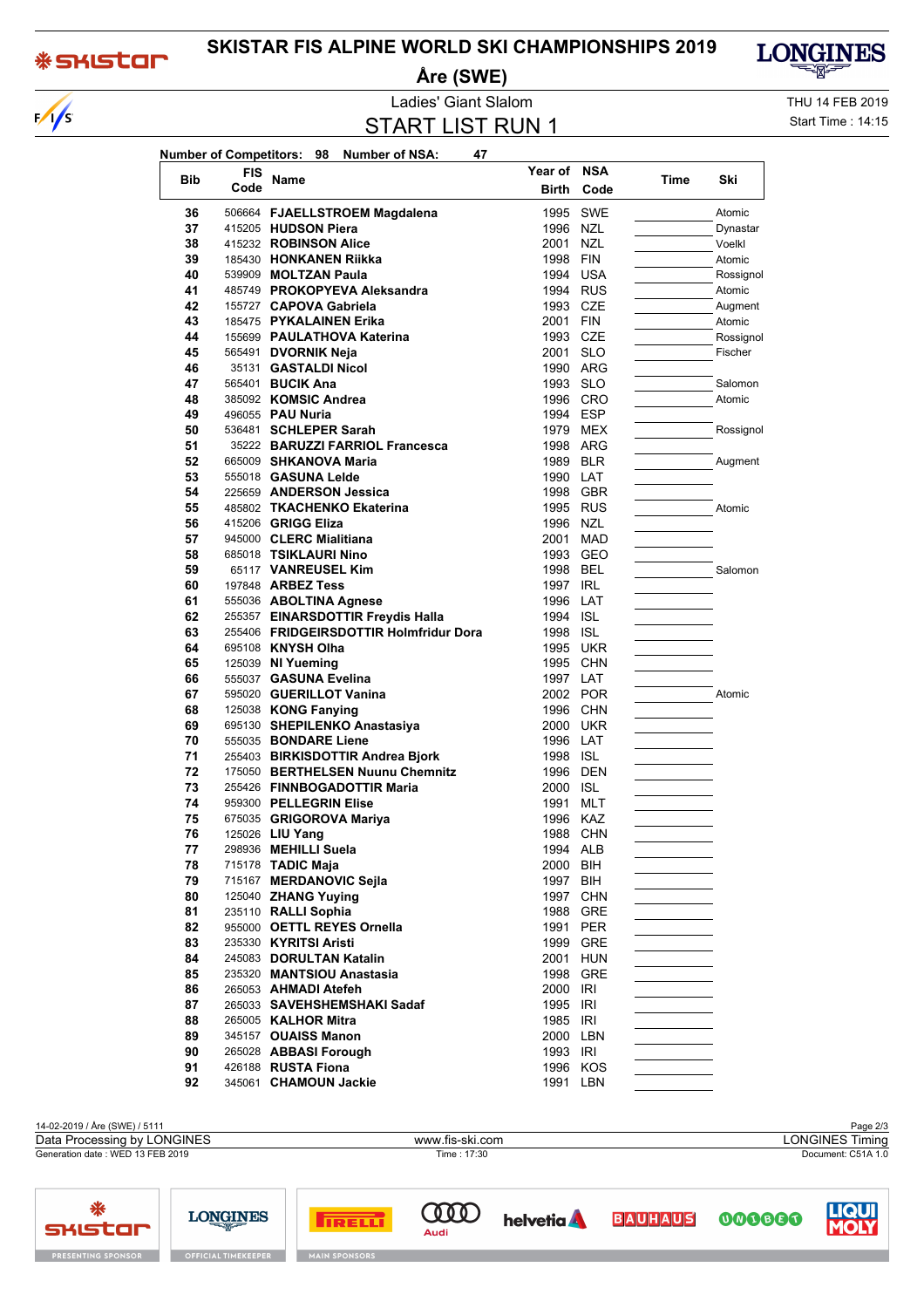# SKISTAR FIS ALPINE WORLD SKI CHAMPIONSHIPS 2019

## Åre (SWE)

Ladies' Giant Slalom

THU 14 FEB 2019

## START LIST RUN 1

Start Time : 14:15

**Number of Competitors: 98    Number of NSA: 47**

| Bib | FIS Code | Name | Year of Birth | NSA Code | Time | Ski |
|---|---|---|---|---|---|---|
| 36 | 506664 | **FJAELLSTROEM Magdalena** | 1995 | SWE | | Atomic |
| 37 | 415205 | **HUDSON Piera** | 1996 | NZL | | Dynastar |
| 38 | 415232 | **ROBINSON Alice** | 2001 | NZL | | Voelkl |
| 39 | 185430 | **HONKANEN Riikka** | 1998 | FIN | | Atomic |
| 40 | 539909 | **MOLTZAN Paula** | 1994 | USA | | Rossignol |
| 41 | 485749 | **PROKOPYEVA Aleksandra** | 1994 | RUS | | Atomic |
| 42 | 155727 | **CAPOVA Gabriela** | 1993 | CZE | | Augment |
| 43 | 185475 | **PYKALAINEN Erika** | 2001 | FIN | | Atomic |
| 44 | 155699 | **PAULATHOVA Katerina** | 1993 | CZE | | Rossignol |
| 45 | 565491 | **DVORNIK Neja** | 2001 | SLO | | Fischer |
| 46 | 35131 | **GASTALDI Nicol** | 1990 | ARG | | |
| 47 | 565401 | **BUCIK Ana** | 1993 | SLO | | Salomon |
| 48 | 385092 | **KOMSIC Andrea** | 1996 | CRO | | Atomic |
| 49 | 496055 | **PAU Nuria** | 1994 | ESP | | |
| 50 | 536481 | **SCHLEPER Sarah** | 1979 | MEX | | Rossignol |
| 51 | 35222 | **BARUZZI FARRIOL Francesca** | 1998 | ARG | | |
| 52 | 665009 | **SHKANOVA Maria** | 1989 | BLR | | Augment |
| 53 | 555018 | **GASUNA Lelde** | 1990 | LAT | | |
| 54 | 225659 | **ANDERSON Jessica** | 1998 | GBR | | |
| 55 | 485802 | **TKACHENKO Ekaterina** | 1995 | RUS | | Atomic |
| 56 | 415206 | **GRIGG Eliza** | 1996 | NZL | | |
| 57 | 945000 | **CLERC Mialitiana** | 2001 | MAD | | |
| 58 | 685018 | **TSIKLAURI Nino** | 1993 | GEO | | |
| 59 | 65117 | **VANREUSEL Kim** | 1998 | BEL | | Salomon |
| 60 | 197848 | **ARBEZ Tess** | 1997 | IRL | | |
| 61 | 555036 | **ABOLTINA Agnese** | 1996 | LAT | | |
| 62 | 255357 | **EINARSDOTTIR Freydis Halla** | 1994 | ISL | | |
| 63 | 255406 | **FRIDGEIRSDOTTIR Holmfridur Dora** | 1998 | ISL | | |
| 64 | 695108 | **KNYSH Olha** | 1995 | UKR | | |
| 65 | 125039 | **NI Yueming** | 1995 | CHN | | |
| 66 | 555037 | **GASUNA Evelina** | 1997 | LAT | | |
| 67 | 595020 | **GUERILLOT Vanina** | 2002 | POR | | Atomic |
| 68 | 125038 | **KONG Fanying** | 1996 | CHN | | |
| 69 | 695130 | **SHEPILENKO Anastasiya** | 2000 | UKR | | |
| 70 | 555035 | **BONDARE Liene** | 1996 | LAT | | |
| 71 | 255403 | **BIRKISDOTTIR Andrea Bjork** | 1998 | ISL | | |
| 72 | 175050 | **BERTHELSEN Nuunu Chemnitz** | 1996 | DEN | | |
| 73 | 255426 | **FINNBOGADOTTIR Maria** | 2000 | ISL | | |
| 74 | 959300 | **PELLEGRIN Elise** | 1991 | MLT | | |
| 75 | 675035 | **GRIGOROVA Mariya** | 1996 | KAZ | | |
| 76 | 125026 | **LIU Yang** | 1988 | CHN | | |
| 77 | 298936 | **MEHILLI Suela** | 1994 | ALB | | |
| 78 | 715178 | **TADIC Maja** | 2000 | BIH | | |
| 79 | 715167 | **MERDANOVIC Sejla** | 1997 | BIH | | |
| 80 | 125040 | **ZHANG Yuying** | 1997 | CHN | | |
| 81 | 235110 | **RALLI Sophia** | 1988 | GRE | | |
| 82 | 955000 | **OETTL REYES Ornella** | 1991 | PER | | |
| 83 | 235330 | **KYRITSI Aristi** | 1999 | GRE | | |
| 84 | 245083 | **DORULTAN Katalin** | 2001 | HUN | | |
| 85 | 235320 | **MANTSIOU Anastasia** | 1998 | GRE | | |
| 86 | 265053 | **AHMADI Atefeh** | 2000 | IRI | | |
| 87 | 265033 | **SAVEHSHEMSHAKI Sadaf** | 1995 | IRI | | |
| 88 | 265005 | **KALHOR Mitra** | 1985 | IRI | | |
| 89 | 345157 | **OUAISS Manon** | 2000 | LBN | | |
| 90 | 265028 | **ABBASI Forough** | 1993 | IRI | | |
| 91 | 426188 | **RUSTA Fiona** | 1996 | KOS | | |
| 92 | 345061 | **CHAMOUN Jackie** | 1991 | LBN | | |

14-02-2019 / Åre (SWE) / 5111

Data Processing by LONGINES — www.fis-ski.com — LONGINES Timing

Generation date : WED 13 FEB 2019 — Time : 17:30 — Document: C51A 1.0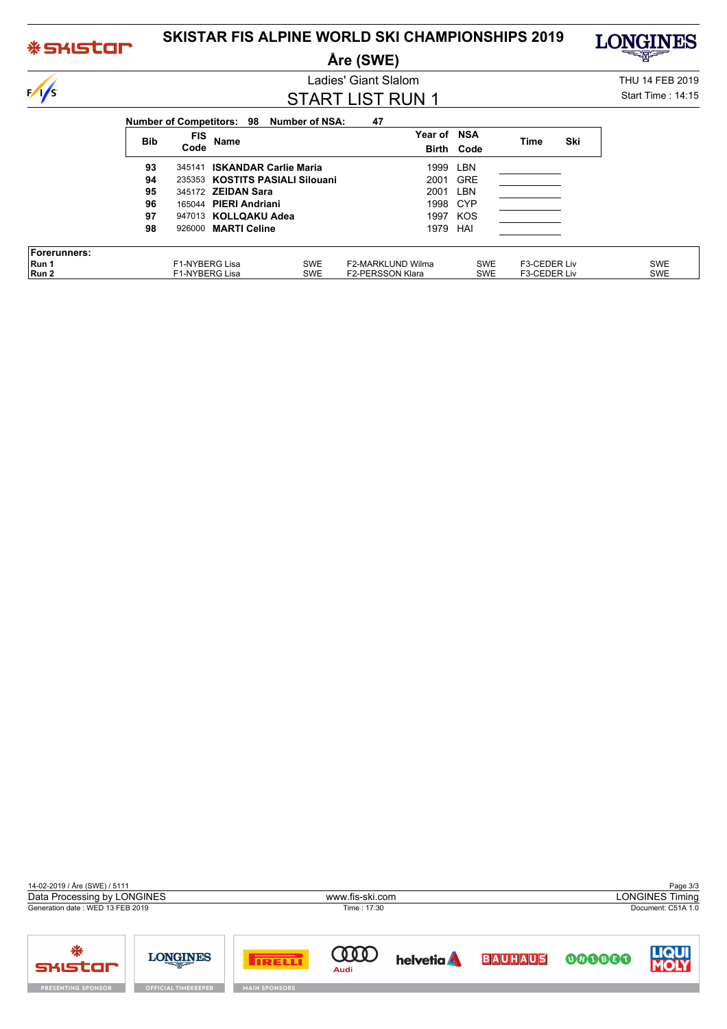# SKISTAR FIS ALPINE WORLD SKI CHAMPIONSHIPS 2019

## Åre (SWE)

Ladies' Giant Slalom

THU 14 FEB 2019

## START LIST RUN 1

Start Time : 14:15

**Number of Competitors: 98 Number of NSA: 47**

| Bib | FIS Code | Name | Year of Birth | NSA Code | Time | Ski |
|---|---|---|---|---|---|---|
| 93 | 345141 | **ISKANDAR Carlie Maria** | 1999 | LBN | | |
| 94 | 235353 | **KOSTITS PASIALI Silouani** | 2001 | GRE | | |
| 95 | 345172 | **ZEIDAN Sara** | 2001 | LBN | | |
| 96 | 165044 | **PIERI Andriani** | 1998 | CYP | | |
| 97 | 947013 | **KOLLQAKU Adea** | 1997 | KOS | | |
| 98 | 926000 | **MARTI Celine** | 1979 | HAI | | |

**Forerunners:**

| | | | | | | |
|---|---|---|---|---|---|---|
| Run 1 | F1-NYBERG Lisa | SWE | F2-MARKLUND Wilma | SWE | F3-CEDER Liv | SWE |
| Run 2 | F1-NYBERG Lisa | SWE | F2-PERSSON Klara | SWE | F3-CEDER Liv | SWE |

14-02-2019 / Åre (SWE) / 5111

Data Processing by LONGINES — www.fis-ski.com — LONGINES Timing

Generation date : WED 13 FEB 2019 — Time : 17:30 — Document: C51A 1.0